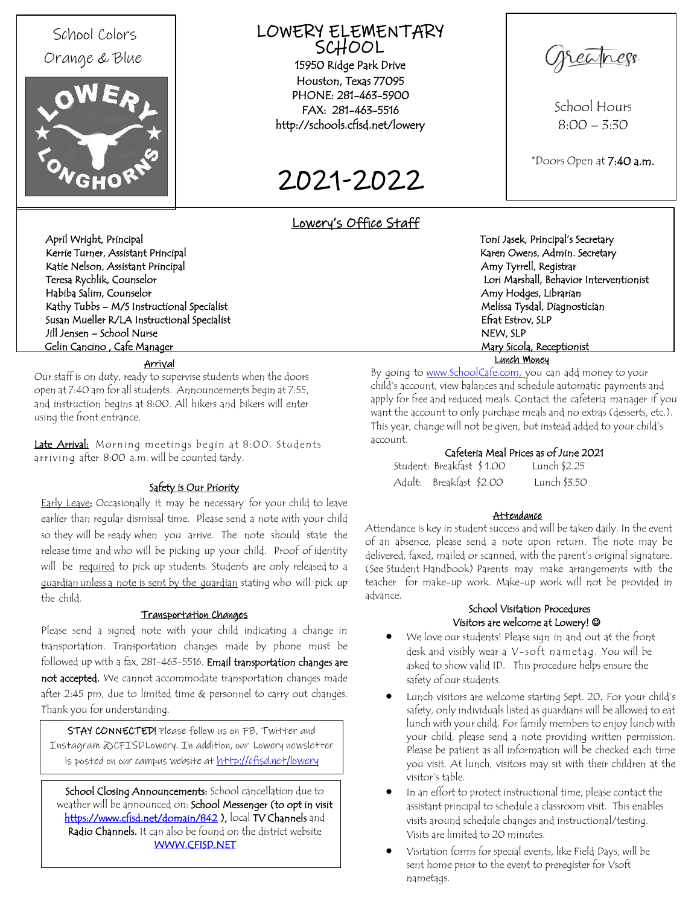School Colors
Orange & Blue

# LOWERY ELEMENTARY SCHOOL

15950 Ridge Park Drive
Houston, Texas 77095
PHONE: 281-463-5900
FAX: 281-463-5516
http://schools.cfisd.net/lowery

# 2021-2022

Greatness

School Hours
8:00 – 3:30

*Doors Open at **7:40 a.m.**

## Lowery's Office Staff

April Wright, Principal
Kerrie Turner, Assistant Principal
Katie Nelson, Assistant Principal
Teresa Rychlik, Counselor
Habiba Salim, Counselor
Kathy Tubbs – M/S Instructional Specialist
Susan Mueller R/LA Instructional Specialist
Jill Jensen – School Nurse
Gelin Cancino , Cafe Manager

Toni Jasek, Principal's Secretary
Karen Owens, Admin. Secretary
Amy Tyrrell, Registrar
Lori Marshall, Behavior Interventionist
Amy Hodges, Librarian
Melissa Tysdal, Diagnostician
Efrat Estrov, SLP
NEW, SLP
Mary Sicola, Receptionist

### Arrival

Our staff is on duty, ready to supervise students when the doors open at 7:40 am for all students. Announcements begin at 7:55, and instruction begins at 8:00. All hikers and bikers will enter using the front entrance.

Late Arrival: Morning meetings begin at 8:00. Students arriving after 8:00 a.m. will be counted tardy.

### Safety is Our Priority

Early Leave: Occasionally it may be necessary for your child to leave earlier than regular dismissal time. Please send a note with your child so they will be ready when you arrive. The note should state the release time and who will be picking up your child. Proof of identity will be required to pick up students. Students are only released to a guardian unless a note is sent by the guardian stating who will pick up the child.

### Transportation Changes

Please send a signed note with your child indicating a change in transportation. Transportation changes made by phone must be followed up with a fax, 281-463-5516. **Email transportation changes are not accepted.** We cannot accommodate transportation changes made after 2:45 pm, due to limited time & personnel to carry out changes. Thank you for understanding.

**STAY CONNECTED!** Please follow us on FB, Twitter and Instagram @CFISDLowery. In addition, our Lowery newsletter is posted on our campus website at http://cfisd.net/lowery

**School Closing Announcements:** School cancellation due to weather will be announced on: **School Messenger (to opt in visit https://www.cfisd.net/domain/842 )**, local **TV Channels** and **Radio Channels.** It can also be found on the district website WWW.CFISD.NET

### Lunch Money

By going to www.SchoolCafe.com, you can add money to your child's account, view balances and schedule automatic payments and apply for free and reduced meals. Contact the cafeteria manager if you want the account to only purchase meals and no extras (desserts, etc.). This year, change will not be given, but instead added to your child's account.

**Cafeteria Meal Prices as of June 2021**

| | Breakfast | Lunch |
|---|---|---|
| Student: | $1.00 | $2.25 |
| Adult: | $2.00 | $3.50 |

### Attendance

Attendance is key in student success and will be taken daily. In the event of an absence, please send a note upon return. The note may be delivered, faxed, mailed or scanned, with the parent's original signature. (See Student Handbook) Parents may make arrangements with the teacher for make-up work. Make-up work will not be provided in advance.

### School Visitation Procedures
Visitors are welcome at Lowery! ☺

- We love our students! Please sign in and out at the front desk and visibly wear a V-soft nametag. You will be asked to show valid ID. This procedure helps ensure the safety of our students.
- Lunch visitors are welcome starting Sept. 20. For your child's safety, only individuals listed as guardians will be allowed to eat lunch with your child. For family members to enjoy lunch with your child, please send a note providing written permission. Please be patient as all information will be checked each time you visit. At lunch, visitors may sit with their children at the visitor's table.
- In an effort to protect instructional time, please contact the assistant principal to schedule a classroom visit. This enables visits around schedule changes and instructional/testing. Visits are limited to 20 minutes.
- Visitation forms for special events, like Field Days, will be sent home prior to the event to preregister for Vsoft nametags.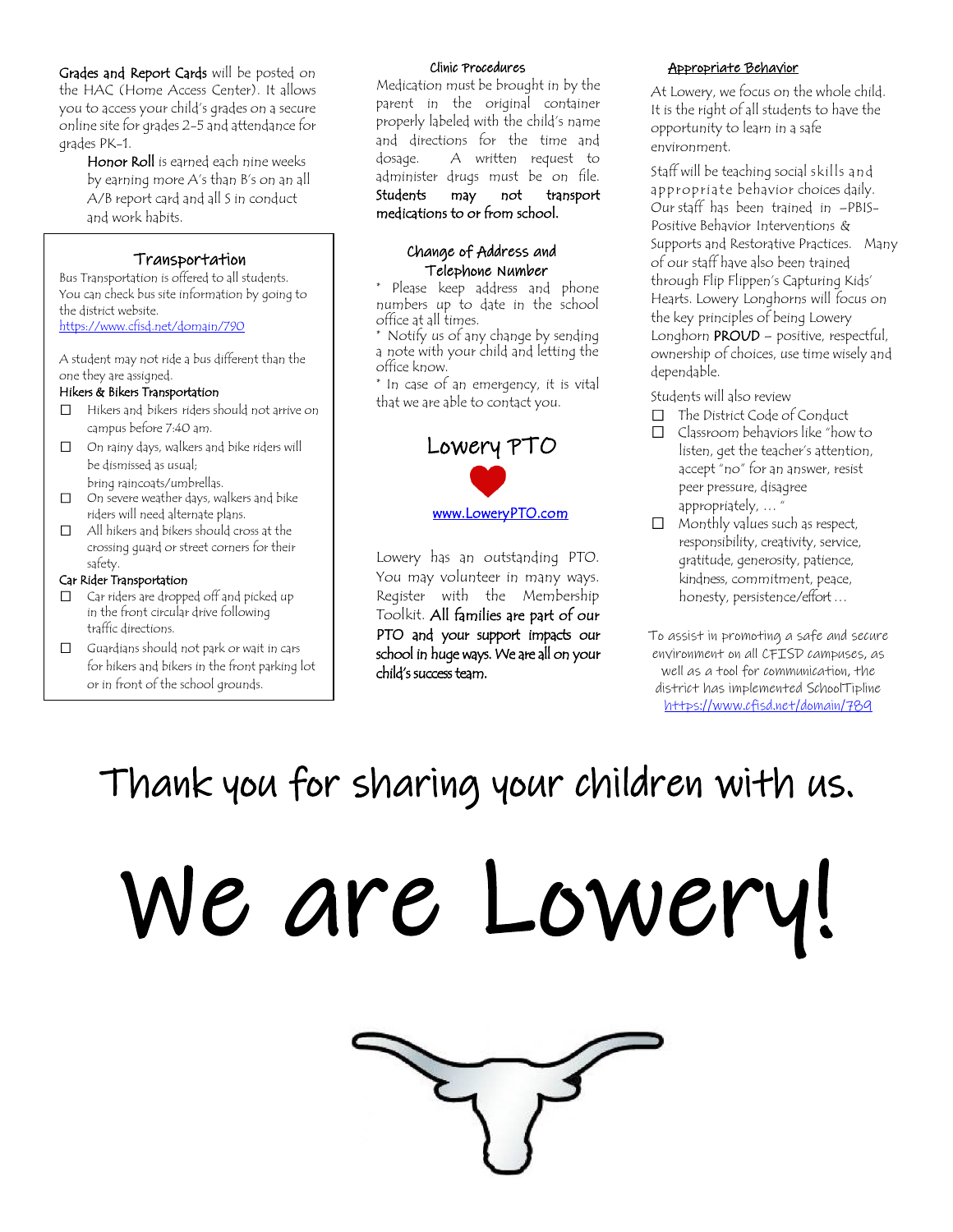**Grades and Report Cards** will be posted on the HAC (Home Access Center). It allows you to access your child's grades on a secure online site for grades 2-5 and attendance for grades PK-1.

**Honor Roll** is earned each nine weeks by earning more A's than B's on an all A/B report card and all S in conduct and work habits.

## Transportation

Bus Transportation is offered to all students. You can check bus site information by going to the district website.
https://www.cfisd.net/domain/790

A student may not ride a bus different than the one they are assigned.

**Hikers & Bikers Transportation**

- Hikers and bikers riders should not arrive on campus before 7:40 am.
- On rainy days, walkers and bike riders will be dismissed as usual; bring raincoats/umbrellas.
- On severe weather days, walkers and bike riders will need alternate plans.
- All hikers and bikers should cross at the crossing guard or street corners for their safety.

**Car Rider Transportation**

- Car riders are dropped off and picked up in the front circular drive following traffic directions.
- Guardians should not park or wait in cars for hikers and bikers in the front parking lot or in front of the school grounds.

## Clinic Procedures

Medication must be brought in by the parent in the original container properly labeled with the child's name and directions for the time and dosage. A written request to administer drugs must be on file. **Students may not transport medications to or from school.**

## Change of Address and Telephone Number

\* Please keep address and phone numbers up to date in the school office at all times.
\* Notify us of any change by sending a note with your child and letting the office know.
\* In case of an emergency, it is vital that we are able to contact you.

## Lowery PTO

www.LoweryPTO.com

Lowery has an outstanding PTO. You may volunteer in many ways. Register with the Membership Toolkit. **All families are part of our PTO and your support impacts our school in huge ways. We are all on your child's success team.**

## Appropriate Behavior

At Lowery, we focus on the whole child. It is the right of all students to have the opportunity to learn in a safe environment.

Staff will be teaching social skills and appropriate behavior choices daily. Our staff has been trained in –PBIS- Positive Behavior Interventions & Supports and Restorative Practices. Many of our staff have also been trained through Flip Flippen's Capturing Kids' Hearts. Lowery Longhorns will focus on the key principles of being Lowery Longhorn **PROUD** – positive, respectful, ownership of choices, use time wisely and dependable.

Students will also review

- The District Code of Conduct
- Classroom behaviors like "how to listen, get the teacher's attention, accept "no" for an answer, resist peer pressure, disagree appropriately, … "
- Monthly values such as respect, responsibility, creativity, service, gratitude, generosity, patience, kindness, commitment, peace, honesty, persistence/effort…

To assist in promoting a safe and secure environment on all CFISD campuses, as well as a tool for communication, the district has implemented SchoolTipline https://www.cfisd.net/domain/789

# Thank you for sharing your children with us.

# We are Lowery!